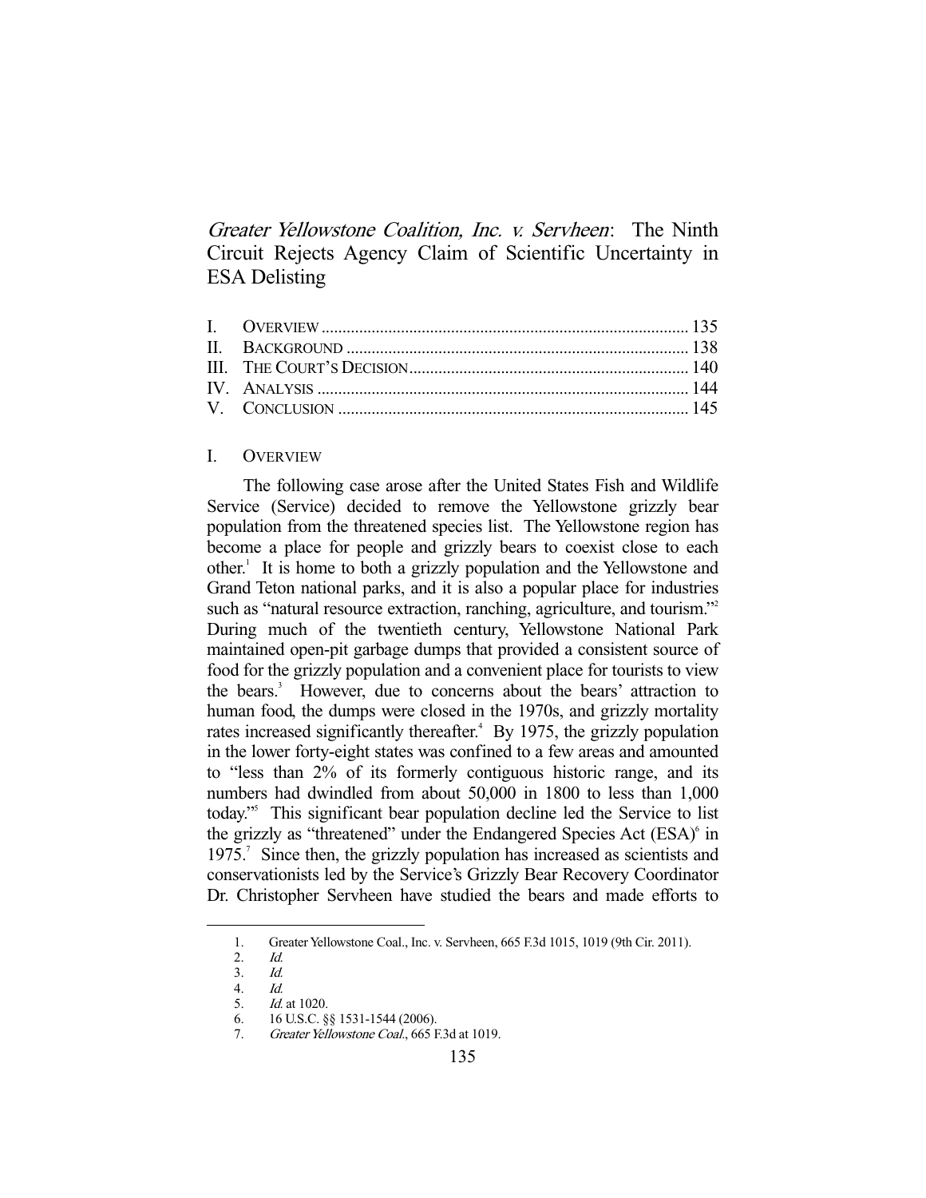# *Greater Yellowstone Coalition, Inc. v. Servheen*: The Ninth Circuit Rejects Agency Claim of Scientific Uncertainty in ESA Delisting

| | |
|---|---|
| I. OVERVIEW | 135 |
| II. BACKGROUND | 138 |
| III. THE COURT'S DECISION | 140 |
| IV. ANALYSIS | 144 |
| V. CONCLUSION | 145 |

## I. OVERVIEW

The following case arose after the United States Fish and Wildlife Service (Service) decided to remove the Yellowstone grizzly bear population from the threatened species list. The Yellowstone region has become a place for people and grizzly bears to coexist close to each other.[1] It is home to both a grizzly population and the Yellowstone and Grand Teton national parks, and it is also a popular place for industries such as "natural resource extraction, ranching, agriculture, and tourism."[2] During much of the twentieth century, Yellowstone National Park maintained open-pit garbage dumps that provided a consistent source of food for the grizzly population and a convenient place for tourists to view the bears.[3] However, due to concerns about the bears' attraction to human food, the dumps were closed in the 1970s, and grizzly mortality rates increased significantly thereafter.[4] By 1975, the grizzly population in the lower forty-eight states was confined to a few areas and amounted to "less than 2% of its formerly contiguous historic range, and its numbers had dwindled from about 50,000 in 1800 to less than 1,000 today."[5] This significant bear population decline led the Service to list the grizzly as "threatened" under the Endangered Species Act (ESA)[6] in 1975.[7] Since then, the grizzly population has increased as scientists and conservationists led by the Service's Grizzly Bear Recovery Coordinator Dr. Christopher Servheen have studied the bears and made efforts to

---

1. Greater Yellowstone Coal., Inc. v. Servheen, 665 F.3d 1015, 1019 (9th Cir. 2011).
2. *Id.*
3. *Id.*
4. *Id.*
5. *Id.* at 1020.
6. 16 U.S.C. §§ 1531-1544 (2006).
7. *Greater Yellowstone Coal.*, 665 F.3d at 1019.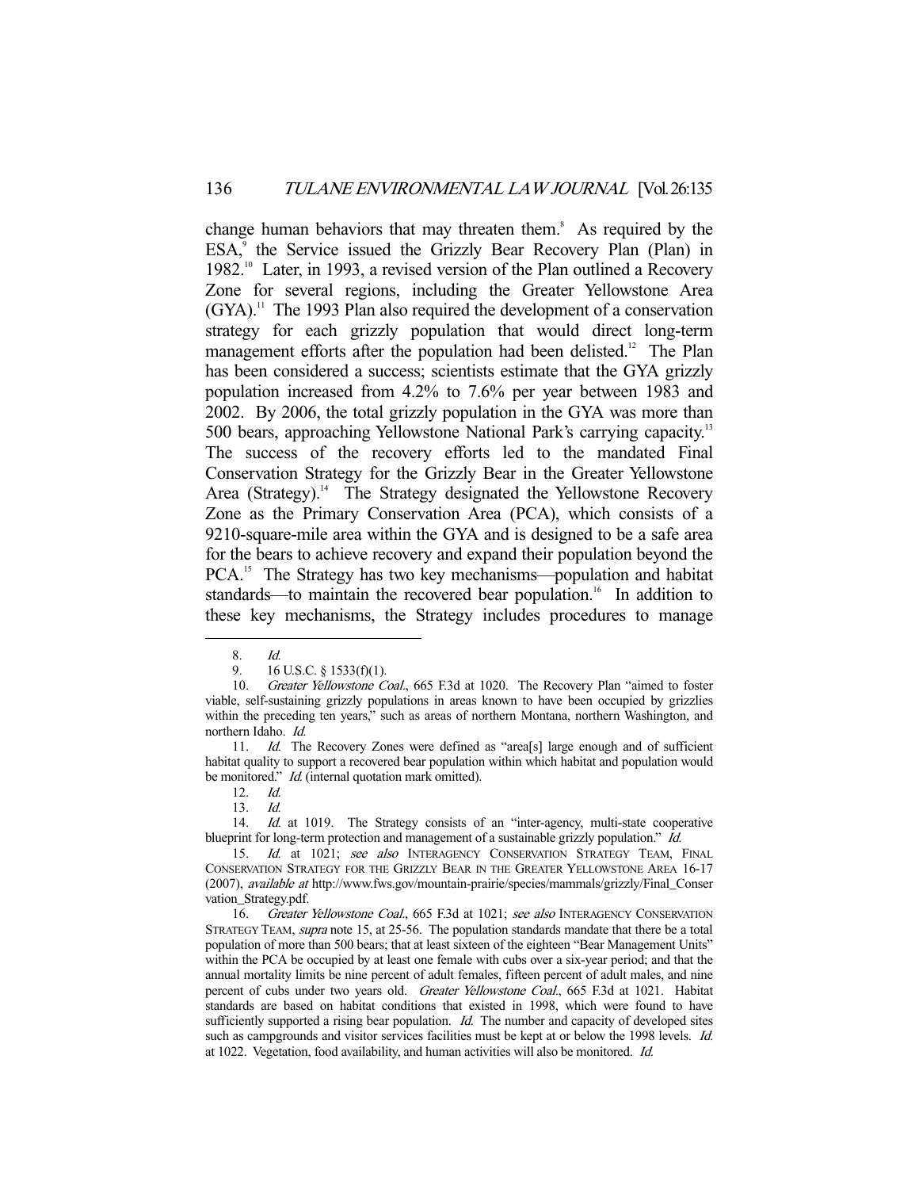change human behaviors that may threaten them.[8] As required by the ESA,[9] the Service issued the Grizzly Bear Recovery Plan (Plan) in 1982.[10] Later, in 1993, a revised version of the Plan outlined a Recovery Zone for several regions, including the Greater Yellowstone Area (GYA).[11] The 1993 Plan also required the development of a conservation strategy for each grizzly population that would direct long-term management efforts after the population had been delisted.[12] The Plan has been considered a success; scientists estimate that the GYA grizzly population increased from 4.2% to 7.6% per year between 1983 and 2002. By 2006, the total grizzly population in the GYA was more than 500 bears, approaching Yellowstone National Park's carrying capacity.[13] The success of the recovery efforts led to the mandated Final Conservation Strategy for the Grizzly Bear in the Greater Yellowstone Area (Strategy).[14] The Strategy designated the Yellowstone Recovery Zone as the Primary Conservation Area (PCA), which consists of a 9210-square-mile area within the GYA and is designed to be a safe area for the bears to achieve recovery and expand their population beyond the PCA.[15] The Strategy has two key mechanisms—population and habitat standards—to maintain the recovered bear population.[16] In addition to these key mechanisms, the Strategy includes procedures to manage

---

8. *Id.*

9. 16 U.S.C. § 1533(f)(1).

10. *Greater Yellowstone Coal.*, 665 F.3d at 1020. The Recovery Plan "aimed to foster viable, self-sustaining grizzly populations in areas known to have been occupied by grizzlies within the preceding ten years," such as areas of northern Montana, northern Washington, and northern Idaho. *Id.*

11. *Id.* The Recovery Zones were defined as "area[s] large enough and of sufficient habitat quality to support a recovered bear population within which habitat and population would be monitored." *Id.* (internal quotation mark omitted).

12. *Id.*

13. *Id.*

14. *Id.* at 1019. The Strategy consists of an "inter-agency, multi-state cooperative blueprint for long-term protection and management of a sustainable grizzly population." *Id.*

15. *Id.* at 1021; *see also* INTERAGENCY CONSERVATION STRATEGY TEAM, FINAL CONSERVATION STRATEGY FOR THE GRIZZLY BEAR IN THE GREATER YELLOWSTONE AREA 16-17 (2007), *available at* http://www.fws.gov/mountain-prairie/species/mammals/grizzly/Final_Conservation_Strategy.pdf.

16. *Greater Yellowstone Coal.*, 665 F.3d at 1021; *see also* INTERAGENCY CONSERVATION STRATEGY TEAM, *supra* note 15, at 25-56. The population standards mandate that there be a total population of more than 500 bears; that at least sixteen of the eighteen "Bear Management Units" within the PCA be occupied by at least one female with cubs over a six-year period; and that the annual mortality limits be nine percent of adult females, fifteen percent of adult males, and nine percent of cubs under two years old. *Greater Yellowstone Coal.*, 665 F.3d at 1021. Habitat standards are based on habitat conditions that existed in 1998, which were found to have sufficiently supported a rising bear population. *Id.* The number and capacity of developed sites such as campgrounds and visitor services facilities must be kept at or below the 1998 levels. *Id.* at 1022. Vegetation, food availability, and human activities will also be monitored. *Id.*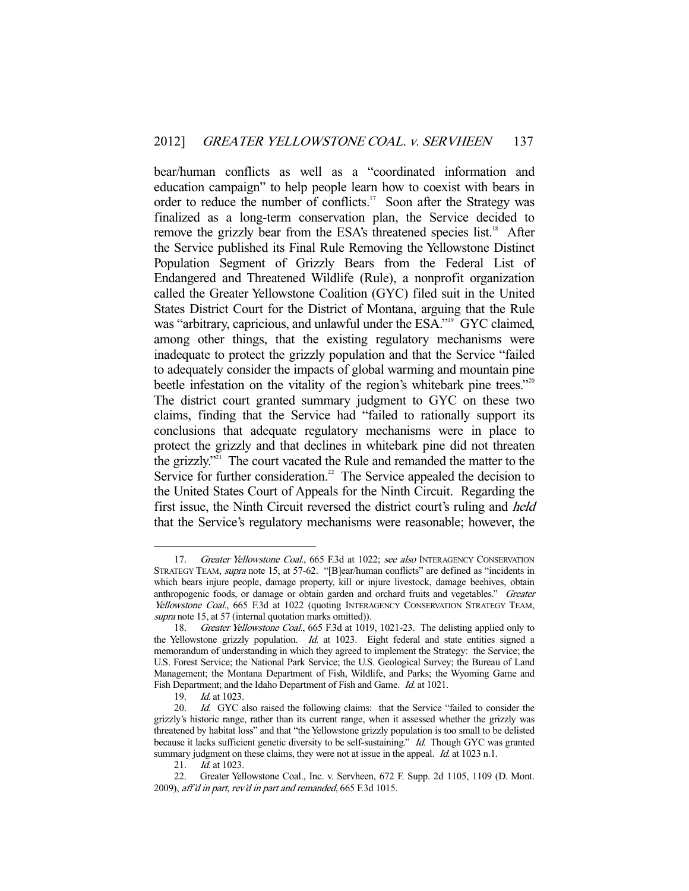bear/human conflicts as well as a "coordinated information and education campaign" to help people learn how to coexist with bears in order to reduce the number of conflicts.[17] Soon after the Strategy was finalized as a long-term conservation plan, the Service decided to remove the grizzly bear from the ESA's threatened species list.[18] After the Service published its Final Rule Removing the Yellowstone Distinct Population Segment of Grizzly Bears from the Federal List of Endangered and Threatened Wildlife (Rule), a nonprofit organization called the Greater Yellowstone Coalition (GYC) filed suit in the United States District Court for the District of Montana, arguing that the Rule was "arbitrary, capricious, and unlawful under the ESA."[19] GYC claimed, among other things, that the existing regulatory mechanisms were inadequate to protect the grizzly population and that the Service "failed to adequately consider the impacts of global warming and mountain pine beetle infestation on the vitality of the region's whitebark pine trees."[20] The district court granted summary judgment to GYC on these two claims, finding that the Service had "failed to rationally support its conclusions that adequate regulatory mechanisms were in place to protect the grizzly and that declines in whitebark pine did not threaten the grizzly."[21] The court vacated the Rule and remanded the matter to the Service for further consideration.[22] The Service appealed the decision to the United States Court of Appeals for the Ninth Circuit. Regarding the first issue, the Ninth Circuit reversed the district court's ruling and *held* that the Service's regulatory mechanisms were reasonable; however, the

---

17. *Greater Yellowstone Coal.*, 665 F.3d at 1022; *see also* INTERAGENCY CONSERVATION STRATEGY TEAM, *supra* note 15, at 57-62. "[B]ear/human conflicts" are defined as "incidents in which bears injure people, damage property, kill or injure livestock, damage beehives, obtain anthropogenic foods, or damage or obtain garden and orchard fruits and vegetables." *Greater Yellowstone Coal.*, 665 F.3d at 1022 (quoting INTERAGENCY CONSERVATION STRATEGY TEAM, *supra* note 15, at 57 (internal quotation marks omitted)).

18. *Greater Yellowstone Coal.*, 665 F.3d at 1019, 1021-23. The delisting applied only to the Yellowstone grizzly population. *Id.* at 1023. Eight federal and state entities signed a memorandum of understanding in which they agreed to implement the Strategy: the Service; the U.S. Forest Service; the National Park Service; the U.S. Geological Survey; the Bureau of Land Management; the Montana Department of Fish, Wildlife, and Parks; the Wyoming Game and Fish Department; and the Idaho Department of Fish and Game. *Id.* at 1021.

19. *Id.* at 1023.

20. *Id.* GYC also raised the following claims: that the Service "failed to consider the grizzly's historic range, rather than its current range, when it assessed whether the grizzly was threatened by habitat loss" and that "the Yellowstone grizzly population is too small to be delisted because it lacks sufficient genetic diversity to be self-sustaining." *Id.* Though GYC was granted summary judgment on these claims, they were not at issue in the appeal. *Id.* at 1023 n.1.

21. *Id.* at 1023.

22. Greater Yellowstone Coal., Inc. v. Servheen, 672 F. Supp. 2d 1105, 1109 (D. Mont. 2009), *aff'd in part, rev'd in part and remanded*, 665 F.3d 1015.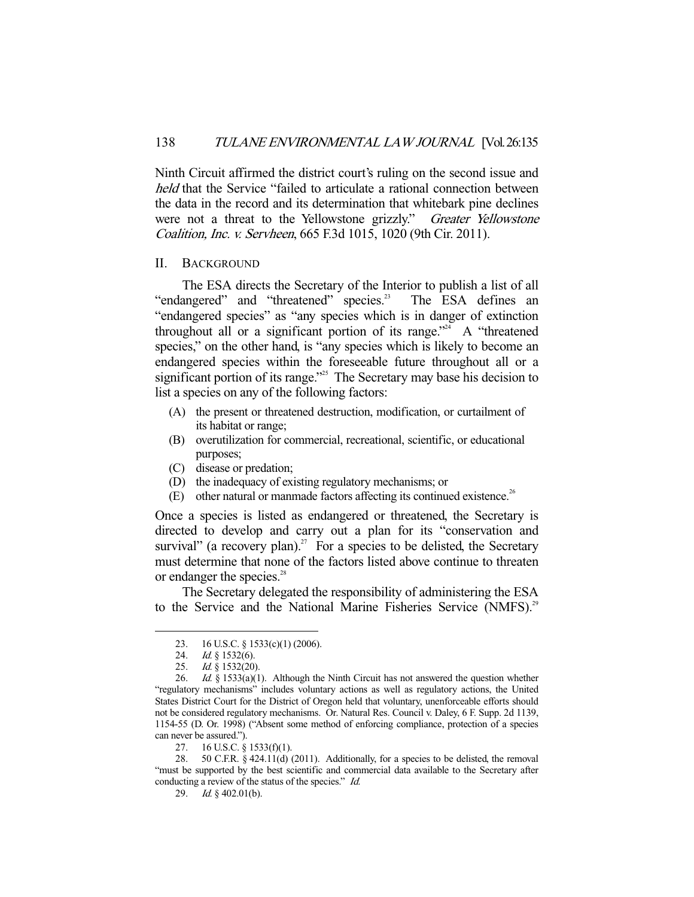Ninth Circuit affirmed the district court's ruling on the second issue and *held* that the Service "failed to articulate a rational connection between the data in the record and its determination that whitebark pine declines were not a threat to the Yellowstone grizzly." *Greater Yellowstone Coalition, Inc. v. Servheen*, 665 F.3d 1015, 1020 (9th Cir. 2011).

## II. BACKGROUND

The ESA directs the Secretary of the Interior to publish a list of all "endangered" and "threatened" species.[23] The ESA defines an "endangered species" as "any species which is in danger of extinction throughout all or a significant portion of its range."[24] A "threatened species," on the other hand, is "any species which is likely to become an endangered species within the foreseeable future throughout all or a significant portion of its range."[25] The Secretary may base his decision to list a species on any of the following factors:

(A) the present or threatened destruction, modification, or curtailment of its habitat or range;
(B) overutilization for commercial, recreational, scientific, or educational purposes;
(C) disease or predation;
(D) the inadequacy of existing regulatory mechanisms; or
(E) other natural or manmade factors affecting its continued existence.[26]

Once a species is listed as endangered or threatened, the Secretary is directed to develop and carry out a plan for its "conservation and survival" (a recovery plan).[27] For a species to be delisted, the Secretary must determine that none of the factors listed above continue to threaten or endanger the species.[28]

The Secretary delegated the responsibility of administering the ESA to the Service and the National Marine Fisheries Service (NMFS).[29]

---

23. 16 U.S.C. § 1533(c)(1) (2006).

24. *Id.* § 1532(6).

25. *Id.* § 1532(20).

26. *Id.* § 1533(a)(1). Although the Ninth Circuit has not answered the question whether "regulatory mechanisms" includes voluntary actions as well as regulatory actions, the United States District Court for the District of Oregon held that voluntary, unenforceable efforts should not be considered regulatory mechanisms. Or. Natural Res. Council v. Daley, 6 F. Supp. 2d 1139, 1154-55 (D. Or. 1998) ("Absent some method of enforcing compliance, protection of a species can never be assured.").

27. 16 U.S.C. § 1533(f)(1).

28. 50 C.F.R. § 424.11(d) (2011). Additionally, for a species to be delisted, the removal "must be supported by the best scientific and commercial data available to the Secretary after conducting a review of the status of the species." *Id.*

29. *Id.* § 402.01(b).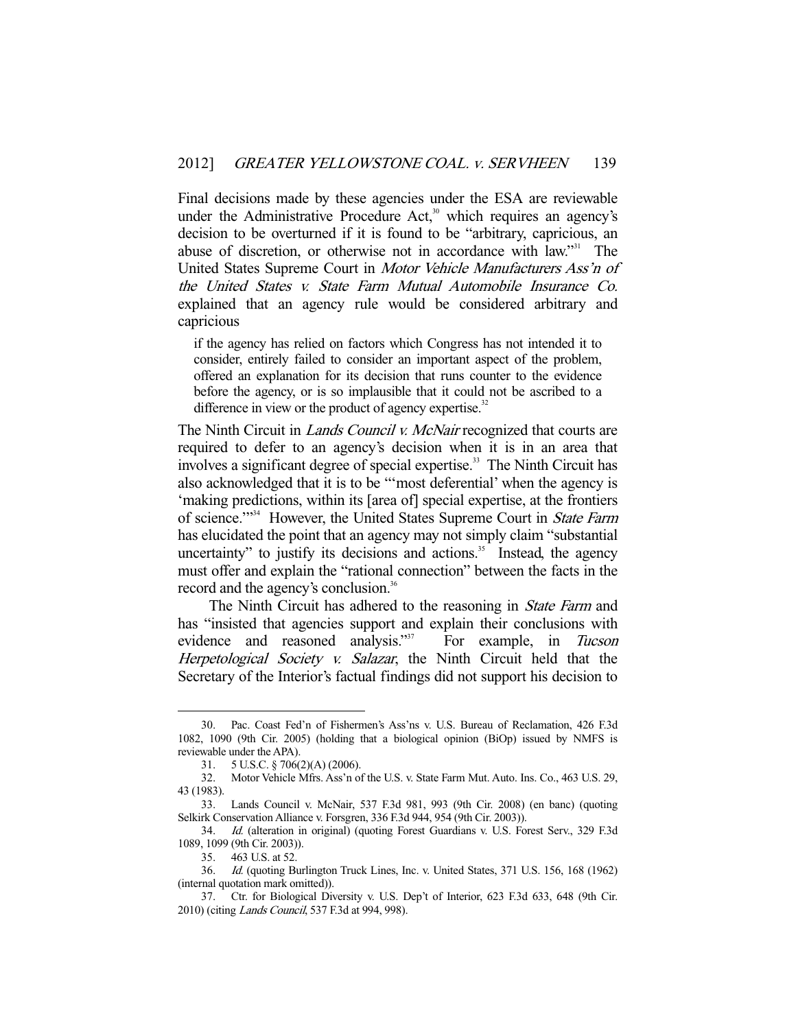Final decisions made by these agencies under the ESA are reviewable under the Administrative Procedure Act,[30] which requires an agency's decision to be overturned if it is found to be "arbitrary, capricious, an abuse of discretion, or otherwise not in accordance with law."[31] The United States Supreme Court in *Motor Vehicle Manufacturers Ass'n of the United States v. State Farm Mutual Automobile Insurance Co.* explained that an agency rule would be considered arbitrary and capricious

> if the agency has relied on factors which Congress has not intended it to consider, entirely failed to consider an important aspect of the problem, offered an explanation for its decision that runs counter to the evidence before the agency, or is so implausible that it could not be ascribed to a difference in view or the product of agency expertise.[32]

The Ninth Circuit in *Lands Council v. McNair* recognized that courts are required to defer to an agency's decision when it is in an area that involves a significant degree of special expertise.[33] The Ninth Circuit has also acknowledged that it is to be "'most deferential' when the agency is 'making predictions, within its [area of] special expertise, at the frontiers of science.'"[34] However, the United States Supreme Court in *State Farm* has elucidated the point that an agency may not simply claim "substantial uncertainty" to justify its decisions and actions.[35] Instead, the agency must offer and explain the "rational connection" between the facts in the record and the agency's conclusion.[36]

The Ninth Circuit has adhered to the reasoning in *State Farm* and has "insisted that agencies support and explain their conclusions with evidence and reasoned analysis."[37] For example, in *Tucson Herpetological Society v. Salazar*, the Ninth Circuit held that the Secretary of the Interior's factual findings did not support his decision to

---

30. Pac. Coast Fed'n of Fishermen's Ass'ns v. U.S. Bureau of Reclamation, 426 F.3d 1082, 1090 (9th Cir. 2005) (holding that a biological opinion (BiOp) issued by NMFS is reviewable under the APA).

31. 5 U.S.C. § 706(2)(A) (2006).

32. Motor Vehicle Mfrs. Ass'n of the U.S. v. State Farm Mut. Auto. Ins. Co., 463 U.S. 29, 43 (1983).

33. Lands Council v. McNair, 537 F.3d 981, 993 (9th Cir. 2008) (en banc) (quoting Selkirk Conservation Alliance v. Forsgren, 336 F.3d 944, 954 (9th Cir. 2003)).

34. *Id.* (alteration in original) (quoting Forest Guardians v. U.S. Forest Serv., 329 F.3d 1089, 1099 (9th Cir. 2003)).

35. 463 U.S. at 52.

36. *Id.* (quoting Burlington Truck Lines, Inc. v. United States, 371 U.S. 156, 168 (1962) (internal quotation mark omitted)).

37. Ctr. for Biological Diversity v. U.S. Dep't of Interior, 623 F.3d 633, 648 (9th Cir. 2010) (citing *Lands Council*, 537 F.3d at 994, 998).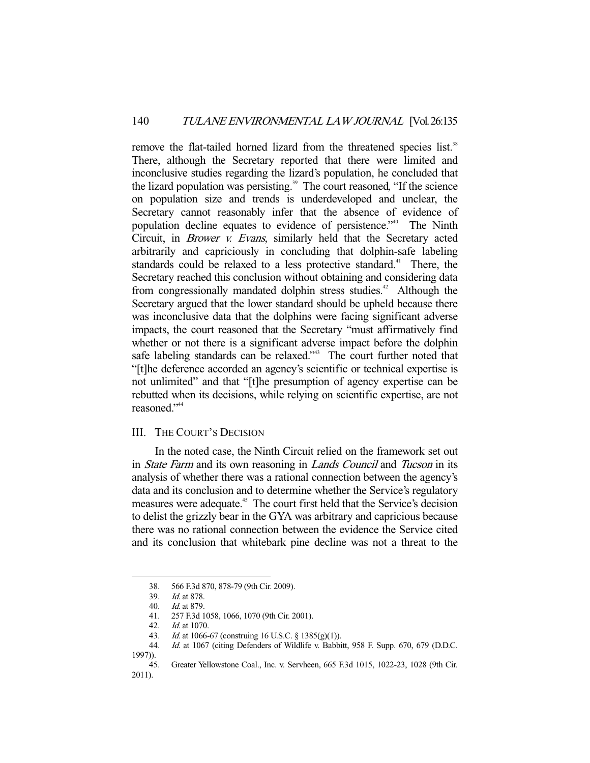remove the flat-tailed horned lizard from the threatened species list.[38] There, although the Secretary reported that there were limited and inconclusive studies regarding the lizard's population, he concluded that the lizard population was persisting.[39] The court reasoned, "If the science on population size and trends is underdeveloped and unclear, the Secretary cannot reasonably infer that the absence of evidence of population decline equates to evidence of persistence."[40] The Ninth Circuit, in *Brower v. Evans*, similarly held that the Secretary acted arbitrarily and capriciously in concluding that dolphin-safe labeling standards could be relaxed to a less protective standard.[41] There, the Secretary reached this conclusion without obtaining and considering data from congressionally mandated dolphin stress studies.[42] Although the Secretary argued that the lower standard should be upheld because there was inconclusive data that the dolphins were facing significant adverse impacts, the court reasoned that the Secretary "must affirmatively find whether or not there is a significant adverse impact before the dolphin safe labeling standards can be relaxed."[43] The court further noted that "[t]he deference accorded an agency's scientific or technical expertise is not unlimited" and that "[t]he presumption of agency expertise can be rebutted when its decisions, while relying on scientific expertise, are not reasoned."[44]

## III. THE COURT'S DECISION

In the noted case, the Ninth Circuit relied on the framework set out in *State Farm* and its own reasoning in *Lands Council* and *Tucson* in its analysis of whether there was a rational connection between the agency's data and its conclusion and to determine whether the Service's regulatory measures were adequate.[45] The court first held that the Service's decision to delist the grizzly bear in the GYA was arbitrary and capricious because there was no rational connection between the evidence the Service cited and its conclusion that whitebark pine decline was not a threat to the

---

38. 566 F.3d 870, 878-79 (9th Cir. 2009).

39. *Id.* at 878.

40. *Id.* at 879.

41. 257 F.3d 1058, 1066, 1070 (9th Cir. 2001).

42. *Id.* at 1070.

43. *Id.* at 1066-67 (construing 16 U.S.C. § 1385(g)(1)).

44. *Id.* at 1067 (citing Defenders of Wildlife v. Babbitt, 958 F. Supp. 670, 679 (D.D.C. 1997)).

45. Greater Yellowstone Coal., Inc. v. Servheen, 665 F.3d 1015, 1022-23, 1028 (9th Cir. 2011).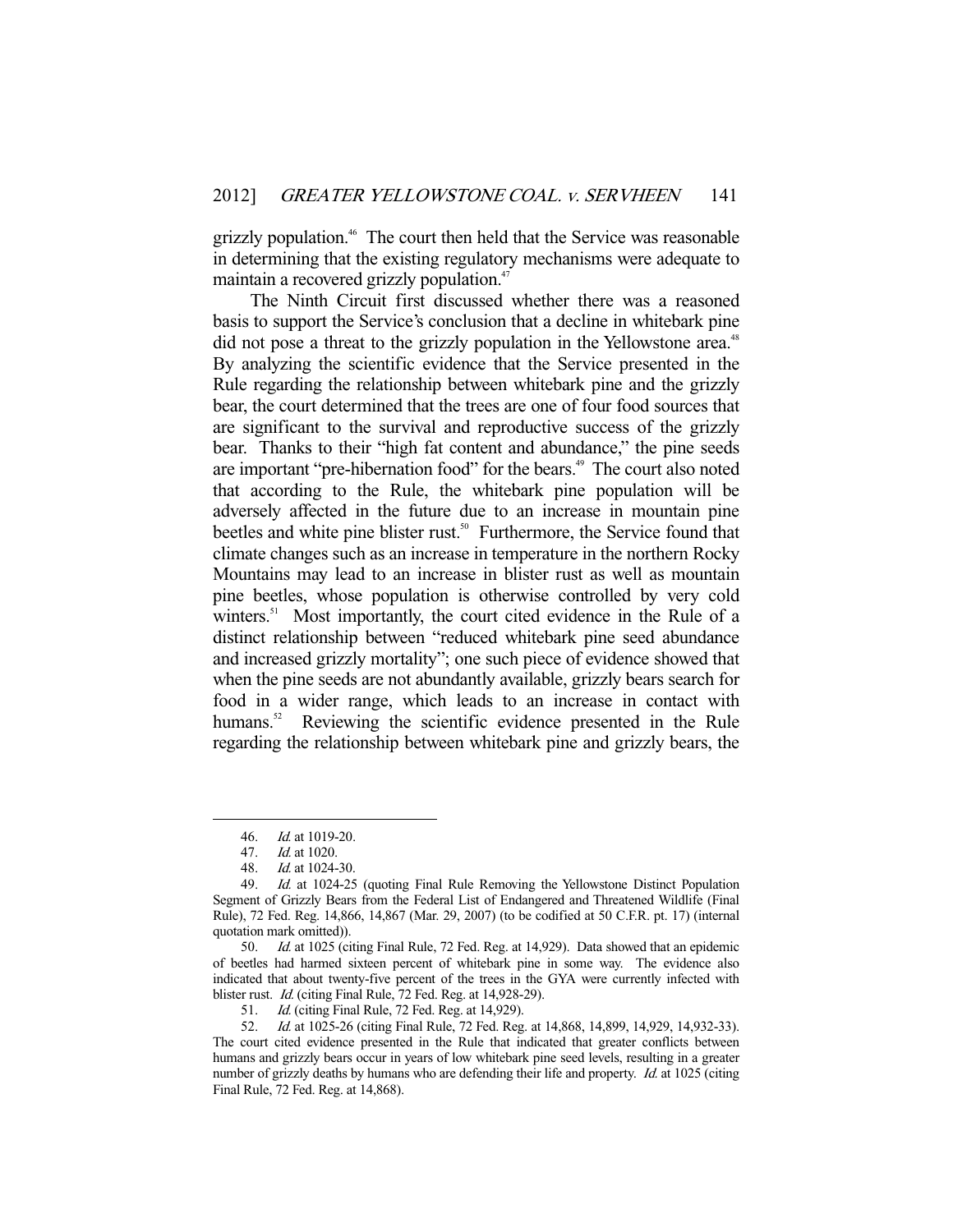grizzly population.[46] The court then held that the Service was reasonable in determining that the existing regulatory mechanisms were adequate to maintain a recovered grizzly population.[47]

The Ninth Circuit first discussed whether there was a reasoned basis to support the Service's conclusion that a decline in whitebark pine did not pose a threat to the grizzly population in the Yellowstone area.[48] By analyzing the scientific evidence that the Service presented in the Rule regarding the relationship between whitebark pine and the grizzly bear, the court determined that the trees are one of four food sources that are significant to the survival and reproductive success of the grizzly bear. Thanks to their "high fat content and abundance," the pine seeds are important "pre-hibernation food" for the bears.[49] The court also noted that according to the Rule, the whitebark pine population will be adversely affected in the future due to an increase in mountain pine beetles and white pine blister rust.[50] Furthermore, the Service found that climate changes such as an increase in temperature in the northern Rocky Mountains may lead to an increase in blister rust as well as mountain pine beetles, whose population is otherwise controlled by very cold winters.[51] Most importantly, the court cited evidence in the Rule of a distinct relationship between "reduced whitebark pine seed abundance and increased grizzly mortality"; one such piece of evidence showed that when the pine seeds are not abundantly available, grizzly bears search for food in a wider range, which leads to an increase in contact with humans.[52] Reviewing the scientific evidence presented in the Rule regarding the relationship between whitebark pine and grizzly bears, the

---

46. *Id.* at 1019-20.

47. *Id.* at 1020.

48. *Id.* at 1024-30.

49. *Id.* at 1024-25 (quoting Final Rule Removing the Yellowstone Distinct Population Segment of Grizzly Bears from the Federal List of Endangered and Threatened Wildlife (Final Rule), 72 Fed. Reg. 14,866, 14,867 (Mar. 29, 2007) (to be codified at 50 C.F.R. pt. 17) (internal quotation mark omitted)).

50. *Id.* at 1025 (citing Final Rule, 72 Fed. Reg. at 14,929). Data showed that an epidemic of beetles had harmed sixteen percent of whitebark pine in some way. The evidence also indicated that about twenty-five percent of the trees in the GYA were currently infected with blister rust. *Id.* (citing Final Rule, 72 Fed. Reg. at 14,928-29).

51. *Id.* (citing Final Rule, 72 Fed. Reg. at 14,929).

52. *Id.* at 1025-26 (citing Final Rule, 72 Fed. Reg. at 14,868, 14,899, 14,929, 14,932-33). The court cited evidence presented in the Rule that indicated that greater conflicts between humans and grizzly bears occur in years of low whitebark pine seed levels, resulting in a greater number of grizzly deaths by humans who are defending their life and property. *Id.* at 1025 (citing Final Rule, 72 Fed. Reg. at 14,868).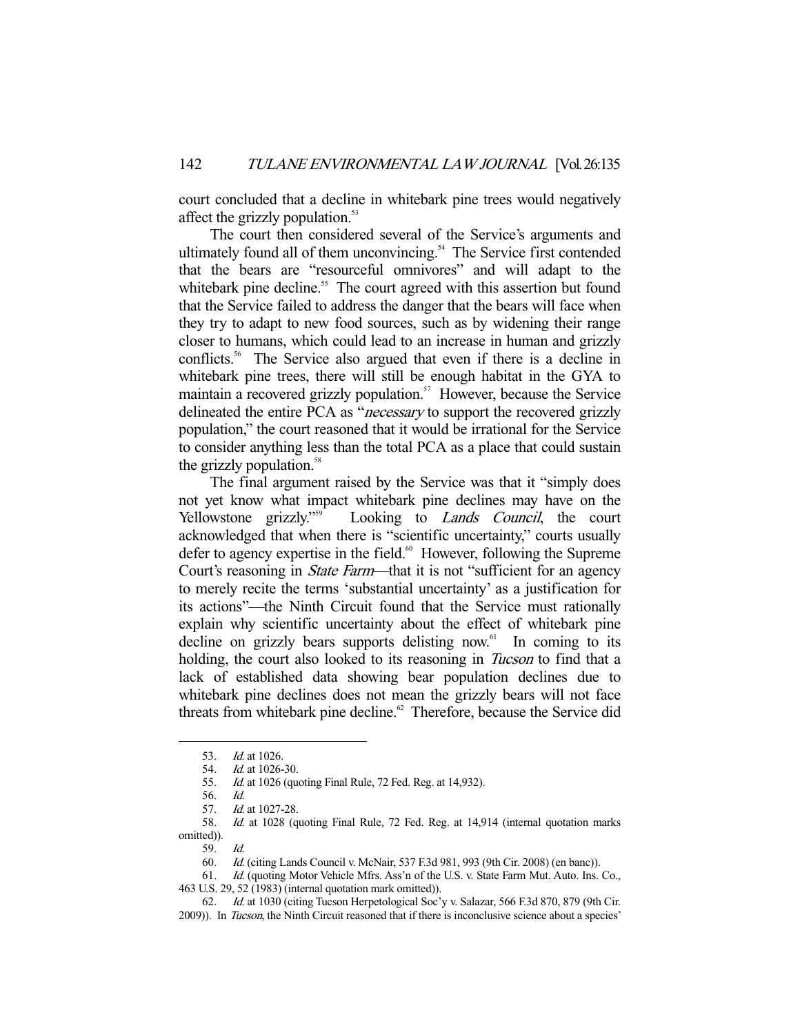court concluded that a decline in whitebark pine trees would negatively affect the grizzly population.[53]

The court then considered several of the Service's arguments and ultimately found all of them unconvincing.[54] The Service first contended that the bears are "resourceful omnivores" and will adapt to the whitebark pine decline.[55] The court agreed with this assertion but found that the Service failed to address the danger that the bears will face when they try to adapt to new food sources, such as by widening their range closer to humans, which could lead to an increase in human and grizzly conflicts.[56] The Service also argued that even if there is a decline in whitebark pine trees, there will still be enough habitat in the GYA to maintain a recovered grizzly population.[57] However, because the Service delineated the entire PCA as "*necessary* to support the recovered grizzly population," the court reasoned that it would be irrational for the Service to consider anything less than the total PCA as a place that could sustain the grizzly population.[58]

The final argument raised by the Service was that it "simply does not yet know what impact whitebark pine declines may have on the Yellowstone grizzly."[59] Looking to *Lands Council*, the court acknowledged that when there is "scientific uncertainty," courts usually defer to agency expertise in the field.[60] However, following the Supreme Court's reasoning in *State Farm*—that it is not "sufficient for an agency to merely recite the terms 'substantial uncertainty' as a justification for its actions"—the Ninth Circuit found that the Service must rationally explain why scientific uncertainty about the effect of whitebark pine decline on grizzly bears supports delisting now.[61] In coming to its holding, the court also looked to its reasoning in *Tucson* to find that a lack of established data showing bear population declines due to whitebark pine declines does not mean the grizzly bears will not face threats from whitebark pine decline.[62] Therefore, because the Service did

---

53. *Id.* at 1026.

54. *Id.* at 1026-30.

55. *Id.* at 1026 (quoting Final Rule, 72 Fed. Reg. at 14,932).

56. *Id.*

57. *Id.* at 1027-28.

58. *Id.* at 1028 (quoting Final Rule, 72 Fed. Reg. at 14,914 (internal quotation marks omitted)).

59. *Id.*

60. *Id.* (citing Lands Council v. McNair, 537 F.3d 981, 993 (9th Cir. 2008) (en banc)).

61. *Id.* (quoting Motor Vehicle Mfrs. Ass'n of the U.S. v. State Farm Mut. Auto. Ins. Co., 463 U.S. 29, 52 (1983) (internal quotation mark omitted)).

62. *Id.* at 1030 (citing Tucson Herpetological Soc'y v. Salazar, 566 F.3d 870, 879 (9th Cir. 2009)). In *Tucson*, the Ninth Circuit reasoned that if there is inconclusive science about a species'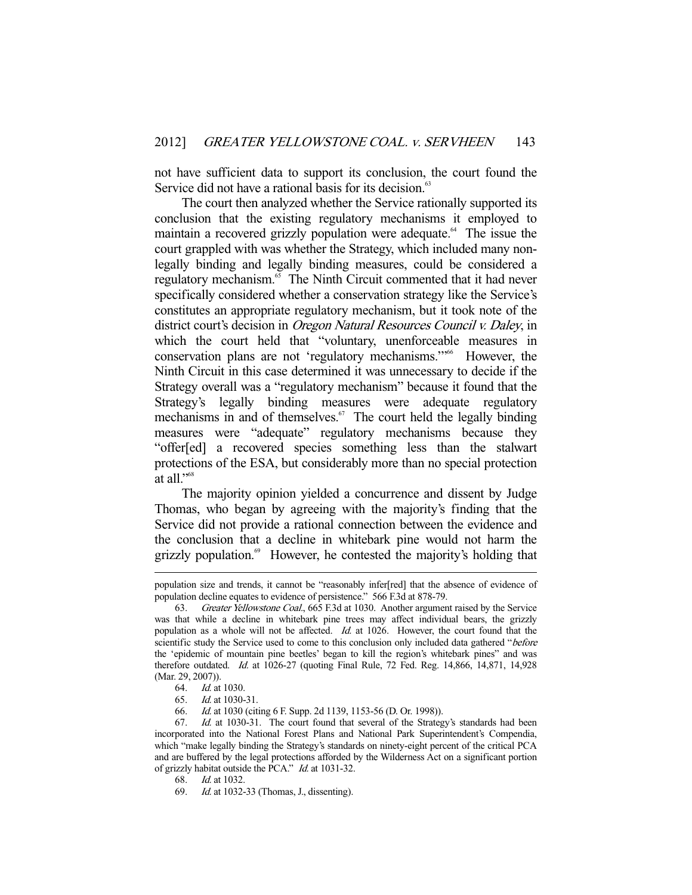not have sufficient data to support its conclusion, the court found the Service did not have a rational basis for its decision.[63]

The court then analyzed whether the Service rationally supported its conclusion that the existing regulatory mechanisms it employed to maintain a recovered grizzly population were adequate.[64] The issue the court grappled with was whether the Strategy, which included many non-legally binding and legally binding measures, could be considered a regulatory mechanism.[65] The Ninth Circuit commented that it had never specifically considered whether a conservation strategy like the Service's constitutes an appropriate regulatory mechanism, but it took note of the district court's decision in *Oregon Natural Resources Council v. Daley*, in which the court held that "voluntary, unenforceable measures in conservation plans are not 'regulatory mechanisms.'"[66] However, the Ninth Circuit in this case determined it was unnecessary to decide if the Strategy overall was a "regulatory mechanism" because it found that the Strategy's legally binding measures were adequate regulatory mechanisms in and of themselves.[67] The court held the legally binding measures were "adequate" regulatory mechanisms because they "offer[ed] a recovered species something less than the stalwart protections of the ESA, but considerably more than no special protection at all."[68]

The majority opinion yielded a concurrence and dissent by Judge Thomas, who began by agreeing with the majority's finding that the Service did not provide a rational connection between the evidence and the conclusion that a decline in whitebark pine would not harm the grizzly population.[69] However, he contested the majority's holding that

---

population size and trends, it cannot be "reasonably infer[red] that the absence of evidence of population decline equates to evidence of persistence." 566 F.3d at 878-79.

63. *Greater Yellowstone Coal.*, 665 F.3d at 1030. Another argument raised by the Service was that while a decline in whitebark pine trees may affect individual bears, the grizzly population as a whole will not be affected. *Id.* at 1026. However, the court found that the scientific study the Service used to come to this conclusion only included data gathered "*before* the 'epidemic of mountain pine beetles' began to kill the region's whitebark pines" and was therefore outdated. *Id.* at 1026-27 (quoting Final Rule, 72 Fed. Reg. 14,866, 14,871, 14,928 (Mar. 29, 2007)).

64. *Id.* at 1030.

65. *Id.* at 1030-31.

66. *Id.* at 1030 (citing 6 F. Supp. 2d 1139, 1153-56 (D. Or. 1998)).

67. *Id.* at 1030-31. The court found that several of the Strategy's standards had been incorporated into the National Forest Plans and National Park Superintendent's Compendia, which "make legally binding the Strategy's standards on ninety-eight percent of the critical PCA and are buffered by the legal protections afforded by the Wilderness Act on a significant portion of grizzly habitat outside the PCA." *Id.* at 1031-32.

68. *Id.* at 1032.

69. *Id.* at 1032-33 (Thomas, J., dissenting).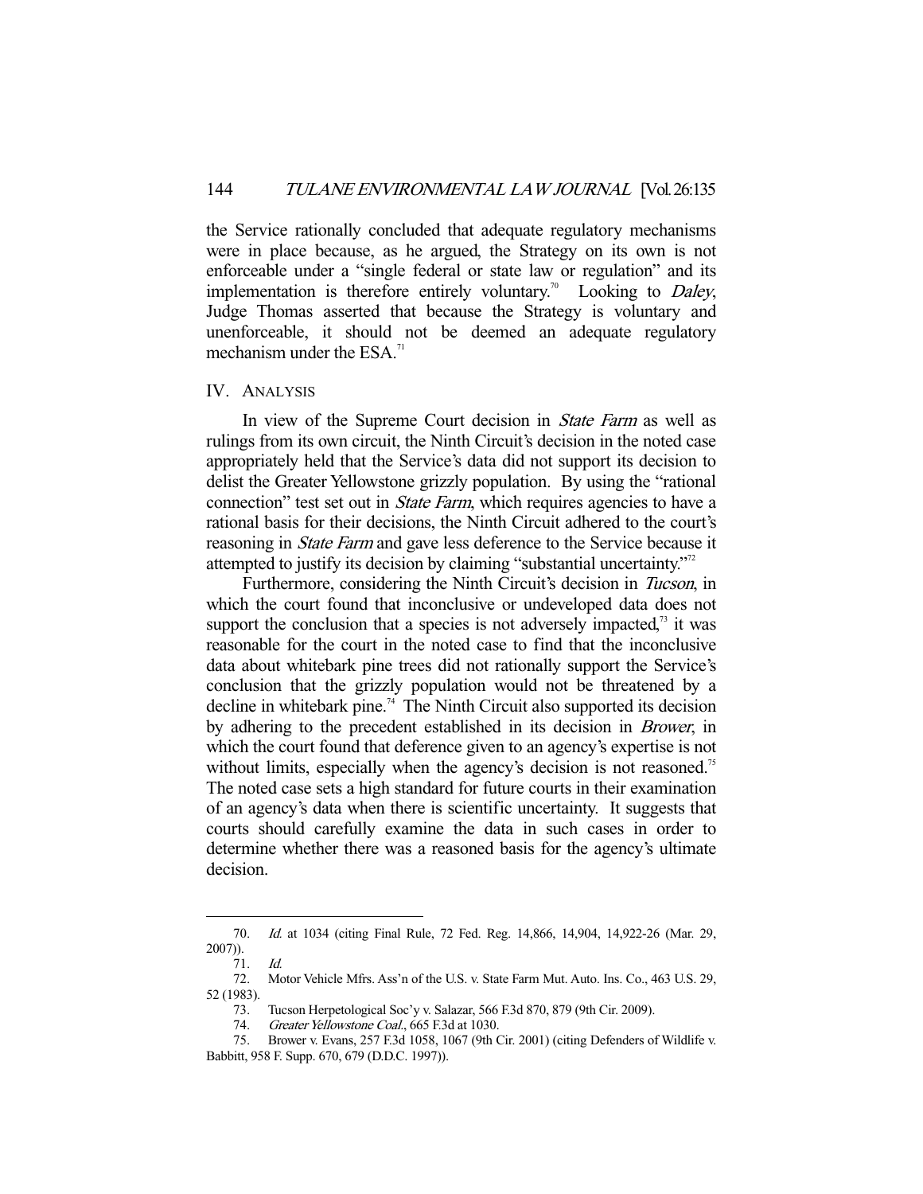the Service rationally concluded that adequate regulatory mechanisms were in place because, as he argued, the Strategy on its own is not enforceable under a "single federal or state law or regulation" and its implementation is therefore entirely voluntary.[70] Looking to *Daley*, Judge Thomas asserted that because the Strategy is voluntary and unenforceable, it should not be deemed an adequate regulatory mechanism under the ESA.[71]

## IV. ANALYSIS

In view of the Supreme Court decision in *State Farm* as well as rulings from its own circuit, the Ninth Circuit's decision in the noted case appropriately held that the Service's data did not support its decision to delist the Greater Yellowstone grizzly population. By using the "rational connection" test set out in *State Farm*, which requires agencies to have a rational basis for their decisions, the Ninth Circuit adhered to the court's reasoning in *State Farm* and gave less deference to the Service because it attempted to justify its decision by claiming "substantial uncertainty."[72]

Furthermore, considering the Ninth Circuit's decision in *Tucson*, in which the court found that inconclusive or undeveloped data does not support the conclusion that a species is not adversely impacted,[73] it was reasonable for the court in the noted case to find that the inconclusive data about whitebark pine trees did not rationally support the Service's conclusion that the grizzly population would not be threatened by a decline in whitebark pine.[74] The Ninth Circuit also supported its decision by adhering to the precedent established in its decision in *Brower*, in which the court found that deference given to an agency's expertise is not without limits, especially when the agency's decision is not reasoned.[75] The noted case sets a high standard for future courts in their examination of an agency's data when there is scientific uncertainty. It suggests that courts should carefully examine the data in such cases in order to determine whether there was a reasoned basis for the agency's ultimate decision.

---

70. *Id.* at 1034 (citing Final Rule, 72 Fed. Reg. 14,866, 14,904, 14,922-26 (Mar. 29, 2007)).

71. *Id.*

72. Motor Vehicle Mfrs. Ass'n of the U.S. v. State Farm Mut. Auto. Ins. Co., 463 U.S. 29, 52 (1983).

73. Tucson Herpetological Soc'y v. Salazar, 566 F.3d 870, 879 (9th Cir. 2009).

74. *Greater Yellowstone Coal.*, 665 F.3d at 1030.

75. Brower v. Evans, 257 F.3d 1058, 1067 (9th Cir. 2001) (citing Defenders of Wildlife v. Babbitt, 958 F. Supp. 670, 679 (D.D.C. 1997)).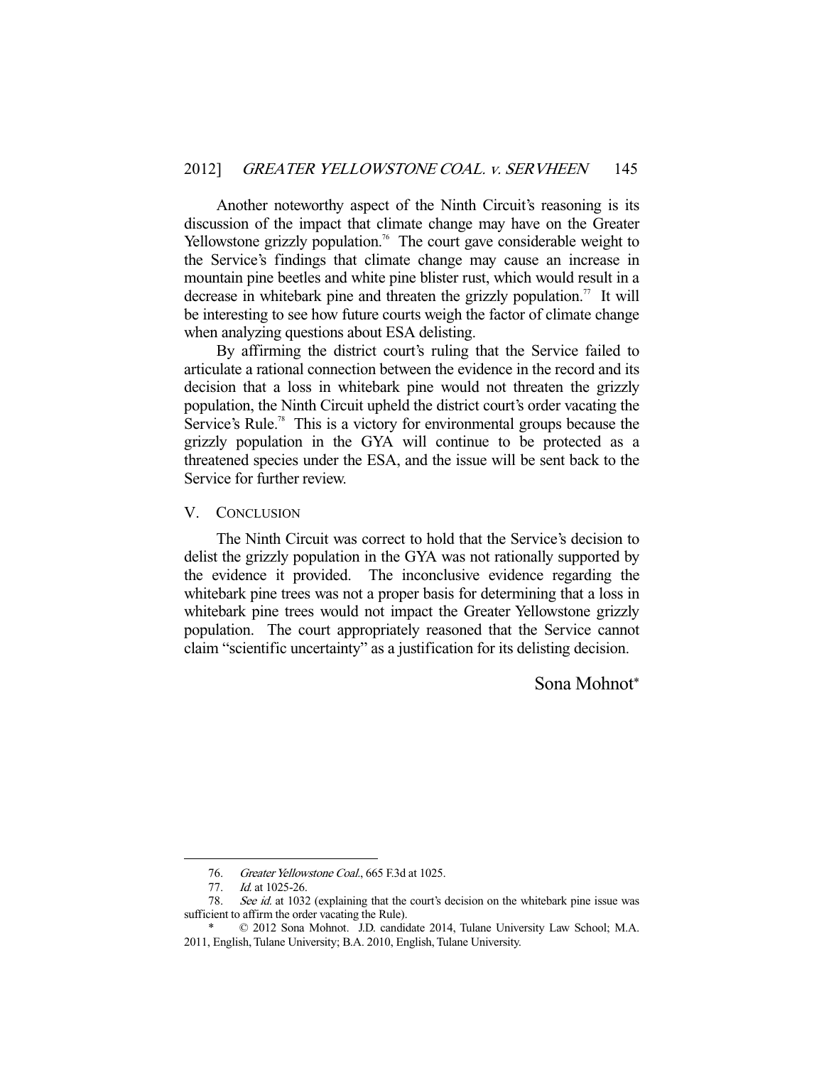Another noteworthy aspect of the Ninth Circuit's reasoning is its discussion of the impact that climate change may have on the Greater Yellowstone grizzly population.[76] The court gave considerable weight to the Service's findings that climate change may cause an increase in mountain pine beetles and white pine blister rust, which would result in a decrease in whitebark pine and threaten the grizzly population.[77] It will be interesting to see how future courts weigh the factor of climate change when analyzing questions about ESA delisting.

By affirming the district court's ruling that the Service failed to articulate a rational connection between the evidence in the record and its decision that a loss in whitebark pine would not threaten the grizzly population, the Ninth Circuit upheld the district court's order vacating the Service's Rule.[78] This is a victory for environmental groups because the grizzly population in the GYA will continue to be protected as a threatened species under the ESA, and the issue will be sent back to the Service for further review.

## V. Conclusion

The Ninth Circuit was correct to hold that the Service's decision to delist the grizzly population in the GYA was not rationally supported by the evidence it provided. The inconclusive evidence regarding the whitebark pine trees was not a proper basis for determining that a loss in whitebark pine trees would not impact the Greater Yellowstone grizzly population. The court appropriately reasoned that the Service cannot claim "scientific uncertainty" as a justification for its delisting decision.

Sona Mohnot*

---

76. *Greater Yellowstone Coal.*, 665 F.3d at 1025.

77. *Id.* at 1025-26.

78. *See id.* at 1032 (explaining that the court's decision on the whitebark pine issue was sufficient to affirm the order vacating the Rule).

\* © 2012 Sona Mohnot. J.D. candidate 2014, Tulane University Law School; M.A. 2011, English, Tulane University; B.A. 2010, English, Tulane University.